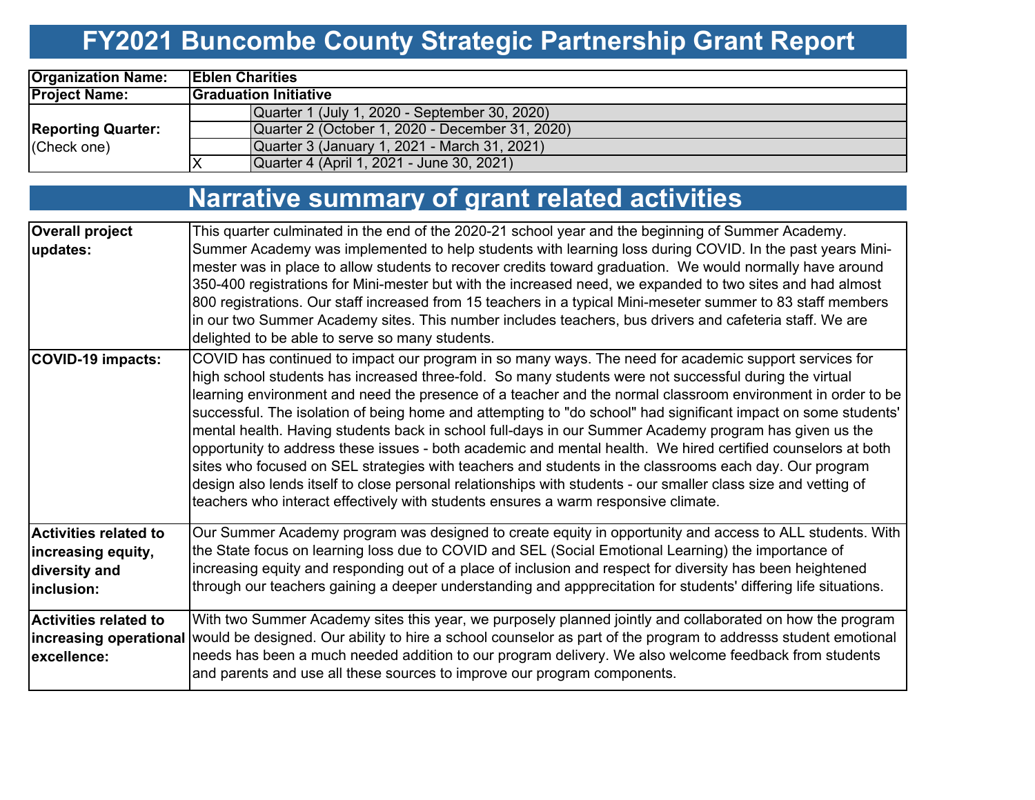# FY2021 Buncombe County Strategic Partnership Grant Report

| | | |
|---|---|---|
| **Organization Name:** | **Eblen Charities** | |
| **Project Name:** | **Graduation Initiative** | |
| **Reporting Quarter:** (Check one) | | Quarter 1 (July 1, 2020 - September 30, 2020) |
| | | Quarter 2 (October 1, 2020 - December 31, 2020) |
| | | Quarter 3 (January 1, 2021 - March 31, 2021) |
| | X | Quarter 4 (April 1, 2021 - June 30, 2021) |

## Narrative summary of grant related activities

| | |
|---|---|
| **Overall project updates:** | This quarter culminated in the end of the 2020-21 school year and the beginning of Summer Academy. Summer Academy was implemented to help students with learning loss during COVID. In the past years Mini-mester was in place to allow students to recover credits toward graduation. We would normally have around 350-400 registrations for Mini-mester but with the increased need, we expanded to two sites and had almost 800 registrations. Our staff increased from 15 teachers in a typical Mini-meseter summer to 83 staff members in our two Summer Academy sites. This number includes teachers, bus drivers and cafeteria staff. We are delighted to be able to serve so many students. |
| **COVID-19 impacts:** | COVID has continued to impact our program in so many ways. The need for academic support services for high school students has increased three-fold. So many students were not successful during the virtual learning environment and need the presence of a teacher and the normal classroom environment in order to be successful. The isolation of being home and attempting to "do school" had significant impact on some students' mental health. Having students back in school full-days in our Summer Academy program has given us the opportunity to address these issues - both academic and mental health. We hired certified counselors at both sites who focused on SEL strategies with teachers and students in the classrooms each day. Our program design also lends itself to close personal relationships with students - our smaller class size and vetting of teachers who interact effectively with students ensures a warm responsive climate. |
| **Activities related to increasing equity, diversity and inclusion:** | Our Summer Academy program was designed to create equity in opportunity and access to ALL students. With the State focus on learning loss due to COVID and SEL (Social Emotional Learning) the importance of increasing equity and responding out of a place of inclusion and respect for diversity has been heightened through our teachers gaining a deeper understanding and apppreciation for students' differing life situations. |
| **Activities related to increasing operational excellence:** | With two Summer Academy sites this year, we purposely planned jointly and collaborated on how the program would be designed. Our ability to hire a school counselor as part of the program to addresss student emotional needs has been a much needed addition to our program delivery. We also welcome feedback from students and parents and use all these sources to improve our program components. |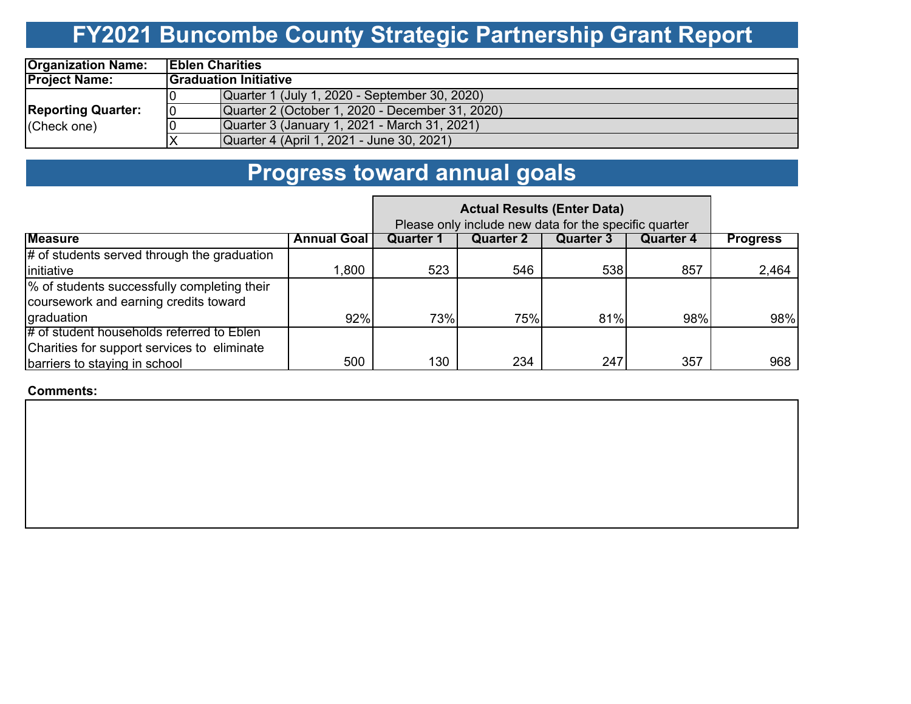# FY2021 Buncombe County Strategic Partnership Grant Report

| | | |
|---|---|---|
| **Organization Name:** | **Eblen Charities** | |
| **Project Name:** | **Graduation Initiative** | |
| **Reporting Quarter:** (Check one) | 0 | Quarter 1 (July 1, 2020 - September 30, 2020) |
| | 0 | Quarter 2 (October 1, 2020 - December 31, 2020) |
| | 0 | Quarter 3 (January 1, 2021 - March 31, 2021) |
| | X | Quarter 4 (April 1, 2021 - June 30, 2021) |

# Progress toward annual goals

| | | **Actual Results (Enter Data)** Please only include new data for the specific quarter | | | | |
|---|---|---|---|---|---|---|
| **Measure** | **Annual Goal** | **Quarter 1** | **Quarter 2** | **Quarter 3** | **Quarter 4** | **Progress** |
| # of students served through the graduation initiative | 1,800 | 523 | 546 | 538 | 857 | 2,464 |
| % of students successfully completing their coursework and earning credits toward graduation | 92% | 73% | 75% | 81% | 98% | 98% |
| # of student households referred to Eblen Charities for support services to eliminate barriers to staying in school | 500 | 130 | 234 | 247 | 357 | 968 |

**Comments:**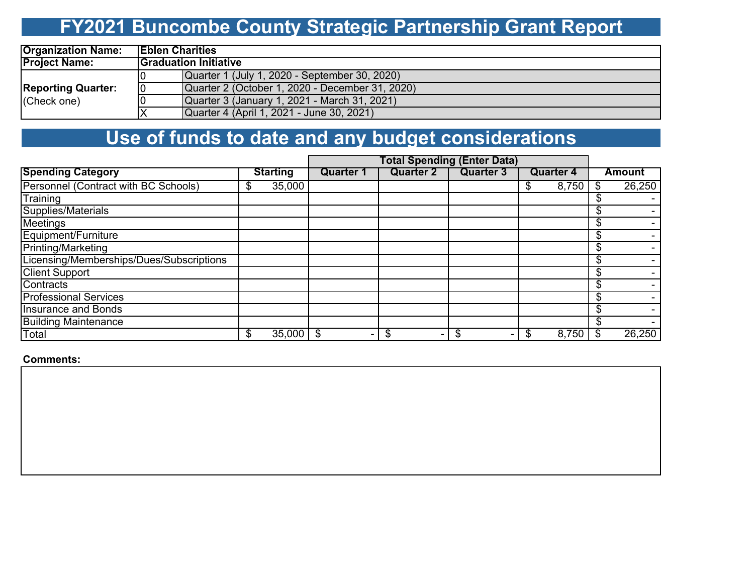# FY2021 Buncombe County Strategic Partnership Grant Report

| | | |
|---|---|---|
| **Organization Name:** | **Eblen Charities** | |
| **Project Name:** | **Graduation Initiative** | |
| **Reporting Quarter:** (Check one) | 0 | Quarter 1 (July 1, 2020 - September 30, 2020) |
| | 0 | Quarter 2 (October 1, 2020 - December 31, 2020) |
| | 0 | Quarter 3 (January 1, 2021 - March 31, 2021) |
| | X | Quarter 4 (April 1, 2021 - June 30, 2021) |

# Use of funds to date and any budget considerations

| | | Total Spending (Enter Data) | | | | |
|---|---|---|---|---|---|---|
| **Spending Category** | **Starting** | **Quarter 1** | **Quarter 2** | **Quarter 3** | **Quarter 4** | **Amount** |
| Personnel (Contract with BC Schools) | $ 35,000 | | | | $ 8,750 | $ 26,250 |
| Training | | | | | | $ - |
| Supplies/Materials | | | | | | $ - |
| Meetings | | | | | | $ - |
| Equipment/Furniture | | | | | | $ - |
| Printing/Marketing | | | | | | $ - |
| Licensing/Memberships/Dues/Subscriptions | | | | | | $ - |
| Client Support | | | | | | $ - |
| Contracts | | | | | | $ - |
| Professional Services | | | | | | $ - |
| Insurance and Bonds | | | | | | $ - |
| Building Maintenance | | | | | | $ - |
| Total | $ 35,000 | $ - | $ - | $ - | $ 8,750 | $ 26,250 |

**Comments:**